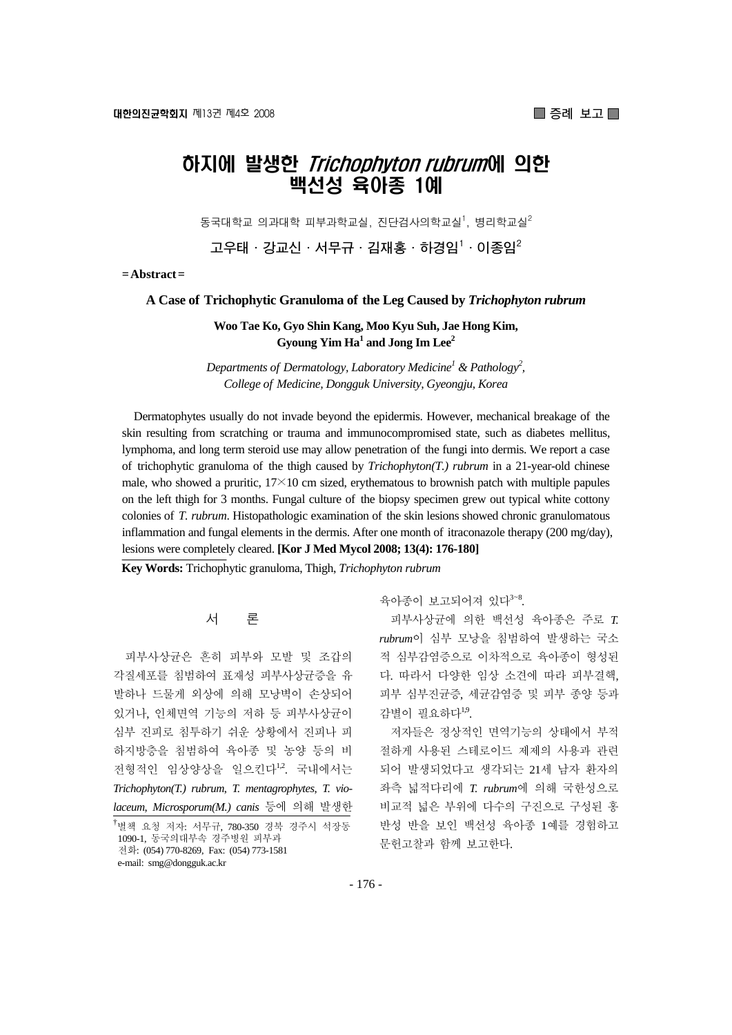# 하지에 발생한 *Trichophyton rubrum*에 의한 백선성 육아종 1예

동국대학교 의과대학 피부과학교실, 진단검사의학교실[1], 병리학교실[2]

고우태 · 강교신 · 서무규 · 김재홍 · 하경임[1] · 이종임[2]

**= Abstract =**

**A Case of Trichophytic Granuloma of the Leg Caused by *Trichophyton rubrum***

**Woo Tae Ko, Gyo Shin Kang, Moo Kyu Suh, Jae Hong Kim, Gyoung Yim Ha[1] and Jong Im Lee[2]**

*Departments of Dermatology, Laboratory Medicine[1] & Pathology[2], College of Medicine, Dongguk University, Gyeongju, Korea*

Dermatophytes usually do not invade beyond the epidermis. However, mechanical breakage of the skin resulting from scratching or trauma and immunocompromised state, such as diabetes mellitus, lymphoma, and long term steroid use may allow penetration of the fungi into dermis. We report a case of trichophytic granuloma of the thigh caused by *Trichophyton(T.) rubrum* in a 21-year-old chinese male, who showed a pruritic, 17×10 cm sized, erythematous to brownish patch with multiple papules on the left thigh for 3 months. Fungal culture of the biopsy specimen grew out typical white cottony colonies of *T. rubrum*. Histopathologic examination of the skin lesions showed chronic granulomatous inflammation and fungal elements in the dermis. After one month of itraconazole therapy (200 mg/day), lesions were completely cleared. **[Kor J Med Mycol 2008; 13(4): 176-180]**

**Key Words:** Trichophytic granuloma, Thigh, *Trichophyton rubrum*

## 서 론

피부사상균은 흔히 피부와 모발 및 조갑의 각질세포를 침범하여 표재성 피부사상균증을 유발하나 드물게 외상에 의해 모낭벽이 손상되어 있거나, 인체면역 기능의 저하 등 피부사상균이 심부 진피로 침투하기 쉬운 상황에서 진피나 피하지방층을 침범하여 육아종 및 농양 등의 비전형적인 임상양상을 일으킨다[1,2]. 국내에서는 *Trichophyton(T.) rubrum*, *T. mentagrophytes*, *T. violaceum*, *Microsporum(M.) canis* 등에 의해 발생한 육아종이 보고되어져 있다[3~8].

피부사상균에 의한 백선성 육아종은 주로 *T. rubrum*이 심부 모낭을 침범하여 발생하는 국소적 심부감염증으로 이차적으로 육아종이 형성된다. 따라서 다양한 임상 소견에 따라 피부결핵, 피부 심부진균증, 세균감염증 및 피부 종양 등과 감별이 필요하다[1,9].

저자들은 정상적인 면역기능의 상태에서 부적절하게 사용된 스테로이드 제제의 사용과 관련되어 발생되었다고 생각되는 21세 남자 환자의 좌측 넓적다리에 *T. rubrum*에 의해 국한성으로 비교적 넓은 부위에 다수의 구진으로 구성된 홍반성 반을 보인 백선성 육아종 1예를 경험하고 문헌고찰과 함께 보고한다.

---

†별책 요청 저자: 서무규, 780-350 경북 경주시 석장동 1090-1, 동국의대부속 경주병원 피부과
전화: (054) 770-8269, Fax: (054) 773-1581
e-mail: smg@dongguk.ac.kr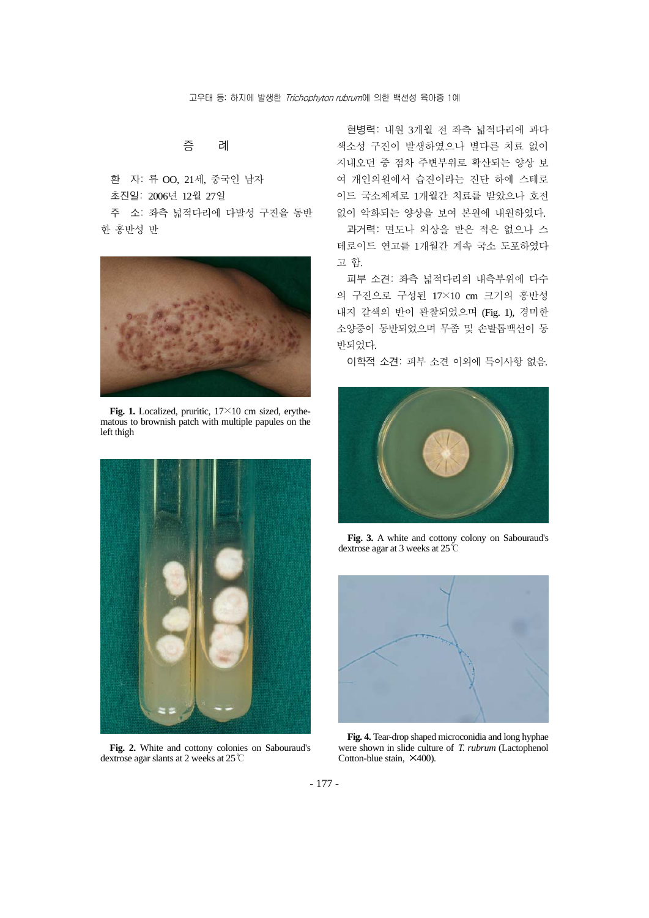## 증 례

환 자: 류 OO, 21세, 중국인 남자

초진일: 2006년 12월 27일

주 소: 좌측 넓적다리에 다발성 구진을 동반한 홍반성 반

Fig. 1. Localized, pruritic, 17×10 cm sized, erythematous to brownish patch with multiple papules on the left thigh

Fig. 2. White and cottony colonies on Sabouraud's dextrose agar slants at 2 weeks at 25℃

현병력: 내원 3개월 전 좌측 넓적다리에 과다색소성 구진이 발생하였으나 별다른 치료 없이 지내오던 중 점차 주변부위로 확산되는 양상 보여 개인의원에서 습진이라는 진단 하에 스테로이드 국소제제로 1개월간 치료를 받았으나 호전 없이 악화되는 양상을 보여 본원에 내원하였다.

과거력: 면도나 외상을 받은 적은 없으나 스테로이드 연고를 1개월간 계속 국소 도포하였다고 함.

피부 소견: 좌측 넓적다리의 내측부위에 다수의 구진으로 구성된 17×10 cm 크기의 홍반성 내지 갈색의 반이 관찰되었으며 (Fig. 1), 경미한 소양증이 동반되었으며 무좀 및 손발톱백선이 동반되었다.

이학적 소견: 피부 소견 이외에 특이사항 없음.

Fig. 3. A white and cottony colony on Sabouraud's dextrose agar at 3 weeks at 25℃

Fig. 4. Tear-drop shaped microconidia and long hyphae were shown in slide culture of *T. rubrum* (Lactophenol Cotton-blue stain, ×400).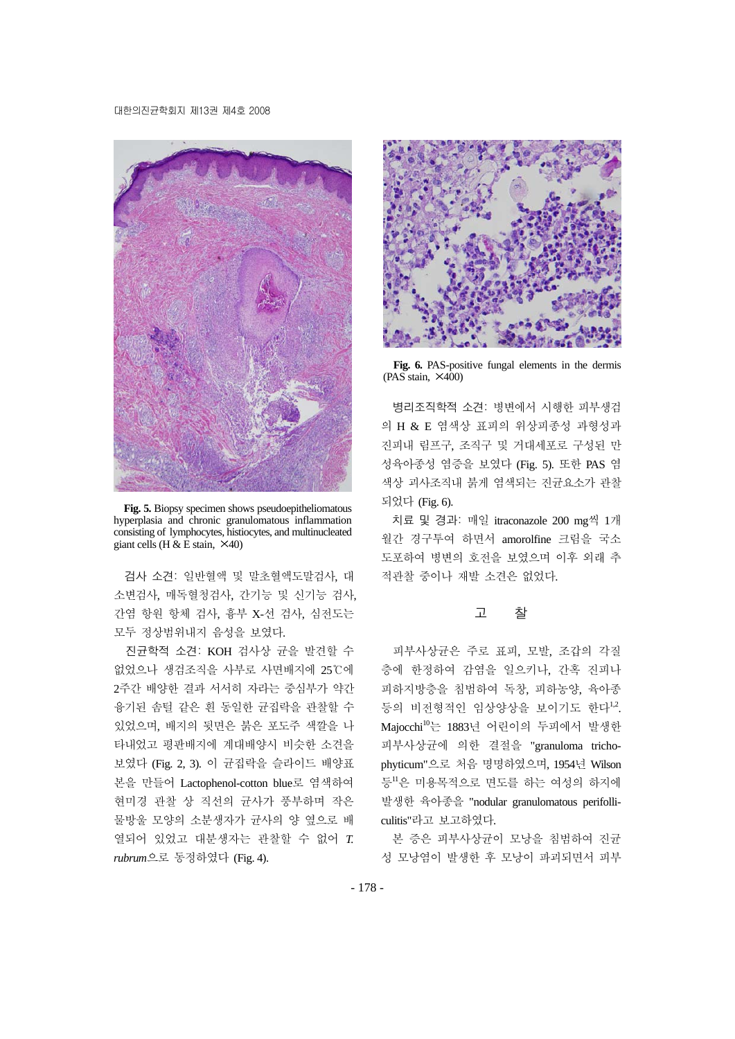**Fig. 5.** Biopsy specimen shows pseudoepitheliomatous hyperplasia and chronic granulomatous inflammation consisting of lymphocytes, histiocytes, and multinucleated giant cells (H & E stain, ×40)

검사 소견: 일반혈액 및 말초혈액도말검사, 대소변검사, 매독혈청검사, 간기능 및 신기능 검사, 간염 항원 항체 검사, 흉부 X-선 검사, 심전도는 모두 정상범위내지 음성을 보였다.

진균학적 소견: KOH 검사상 균을 발견할 수 없었으나 생검조직을 사부로 사면배지에 25℃에 2주간 배양한 결과 서서히 자라는 중심부가 약간 융기된 솜털 같은 흰 동일한 균집락을 관찰할 수 있었으며, 배지의 뒷면은 붉은 포도주 색깔을 나타내었고 평판배지에 계대배양시 비슷한 소견을 보였다 (Fig. 2, 3). 이 균집락을 슬라이드 배양표본을 만들어 Lactophenol-cotton blue로 염색하여 현미경 관찰 상 직선의 균사가 풍부하며 작은 물방울 모양의 소분생자가 균사의 양 옆으로 배열되어 있었고 대분생자는 관찰할 수 없어 *T. rubrum*으로 동정하였다 (Fig. 4).

**Fig. 6.** PAS-positive fungal elements in the dermis (PAS stain, ×400)

병리조직학적 소견: 병변에서 시행한 피부생검의 H & E 염색상 표피의 위상피종성 과형성과 진피내 림프구, 조직구 및 거대세포로 구성된 만성육아종성 염증을 보였다 (Fig. 5). 또한 PAS 염색상 괴사조직내 붉게 염색되는 진균요소가 관찰되었다 (Fig. 6).

치료 및 경과: 매일 itraconazole 200 mg씩 1개월간 경구투여 하면서 amorolfine 크림을 국소도포하여 병변의 호전을 보였으며 이후 외래 추적관찰 중이나 재발 소견은 없었다.

## 고　찰

피부사상균은 주로 표피, 모발, 조갑의 각질층에 한정하여 감염을 일으키나, 간혹 진피나 피하지방층을 침범하여 독창, 피하농양, 육아종 등의 비전형적인 임상양상을 보이기도 한다[1,2]. Majocchi[10]는 1883년 어린이의 두피에서 발생한 피부사상균에 의한 결절을 "granuloma trichophyticum"으로 처음 명명하였으며, 1954년 Wilson 등[11]은 미용목적으로 면도를 하는 여성의 하지에 발생한 육아종을 "nodular granulomatous perifolliculitis"라고 보고하였다.

본 증은 피부사상균이 모낭을 침범하여 진균성 모낭염이 발생한 후 모낭이 파괴되면서 피부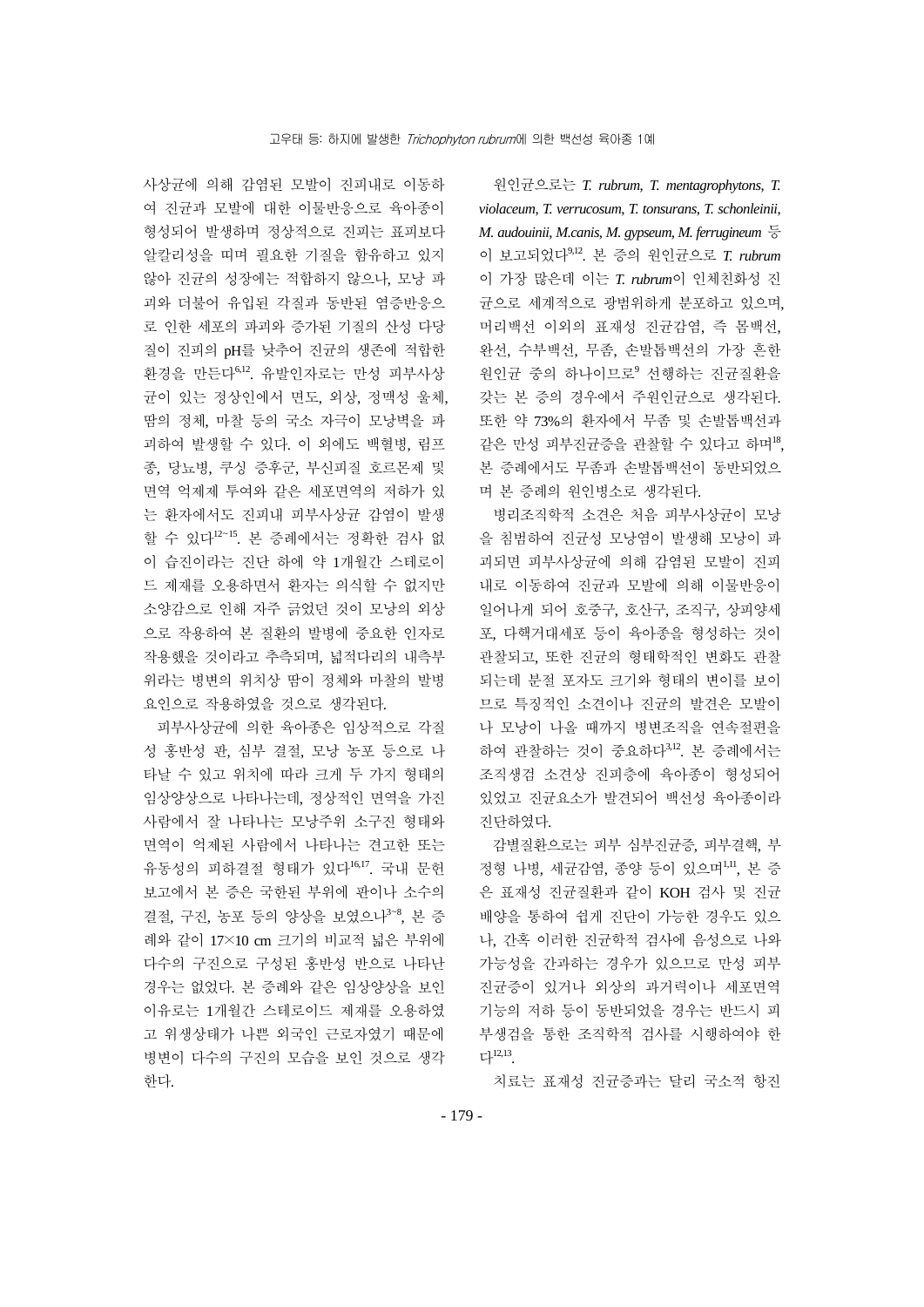사상균에 의해 감염된 모발이 진피내로 이동하여 진균과 모발에 대한 이물반응으로 육아종이 형성되어 발생하며 정상적으로 진피는 표피보다 알칼리성을 띠며 필요한 기질을 함유하고 있지 않아 진균의 성장에는 적합하지 않으나, 모낭 파괴와 더불어 유입된 각질과 동반된 염증반응으로 인한 세포의 파괴와 증가된 기질의 산성 다당질이 진피의 pH를 낮추어 진균의 생존에 적합한 환경을 만든다[6,12]. 유발인자로는 만성 피부사상균이 있는 정상인에서 면도, 외상, 정맥성 울체, 땀의 정체, 마찰 등의 국소 자극이 모낭벽을 파괴하여 발생할 수 있다. 이 외에도 백혈병, 림프종, 당뇨병, 쿠싱 증후군, 부신피질 호르몬제 및 면역 억제제 투여와 같은 세포면역의 저하가 있는 환자에서도 진피내 피부사상균 감염이 발생할 수 있다[12~15]. 본 증례에서는 정확한 검사 없이 습진이라는 진단 하에 약 1개월간 스테로이드 제재를 오용하면서 환자는 의식할 수 없지만 소양감으로 인해 자주 긁었던 것이 모낭의 외상으로 작용하여 본 질환의 발병에 중요한 인자로 작용했을 것이라고 추측되며, 넓적다리의 내측부위라는 병변의 위치상 땀이 정체와 마찰의 발병 요인으로 작용하였을 것으로 생각된다.

피부사상균에 의한 육아종은 임상적으로 각질성 홍반성 판, 심부 결절, 모낭 농포 등으로 나타날 수 있고 위치에 따라 크게 두 가지 형태의 임상양상으로 나타나는데, 정상적인 면역을 가진 사람에서 잘 나타나는 모낭주위 소구진 형태와 면역이 억제된 사람에서 나타나는 견고한 또는 유동성의 피하결절 형태가 있다[16,17]. 국내 문헌보고에서 본 증은 국한된 부위에 판이나 소수의 결절, 구진, 농포 등의 양상을 보였으나[3~8], 본 증례와 같이 17×10 cm 크기의 비교적 넓은 부위에 다수의 구진으로 구성된 홍반성 반으로 나타난 경우는 없었다. 본 증례와 같은 임상양상을 보인 이유로는 1개월간 스테로이드 제재를 오용하였고 위생상태가 나쁜 외국인 근로자였기 때문에 병변이 다수의 구진의 모습을 보인 것으로 생각한다.

원인균으로는 *T. rubrum*, *T. mentagrophytons*, *T. violaceum*, *T. verrucosum*, *T. tonsurans*, *T. schonleinii*, *M. audouinii*, *M.canis*, *M. gypseum*, *M. ferrugineum* 등이 보고되었다[9,12]. 본 증의 원인균으로 *T. rubrum*이 가장 많은데 이는 *T. rubrum*이 인체친화성 진균으로 세계적으로 광범위하게 분포하고 있으며, 머리백선 이외의 표재성 진균감염, 즉 몸백선, 완선, 수부백선, 무좀, 손발톱백선의 가장 흔한 원인균 중의 하나이므로[9] 선행하는 진균질환을 갖는 본 증의 경우에서 주원인균으로 생각된다. 또한 약 73%의 환자에서 무좀 및 손발톱백선과 같은 만성 피부진균증을 관찰할 수 있다고 하며[18], 본 증례에서도 무좀과 손발톱백선이 동반되었으며 본 증례의 원인병소로 생각된다.

병리조직학적 소견은 처음 피부사상균이 모낭을 침범하여 진균성 모낭염이 발생해 모낭이 파괴되면 피부사상균에 의해 감염된 모발이 진피내로 이동하여 진균과 모발에 의해 이물반응이 일어나게 되어 호중구, 호산구, 조직구, 상피양세포, 다핵거대세포 등이 육아종을 형성하는 것이 관찰되고, 또한 진균의 형태학적인 변화도 관찰되는데 분절 포자도 크기와 형태의 변이를 보이므로 특징적인 소견이나 진균의 발견은 모발이나 모낭이 나올 때까지 병변조직을 연속절편을 하여 관찰하는 것이 중요하다[3,12]. 본 증례에서는 조직생검 소견상 진피층에 육아종이 형성되어 있었고 진균요소가 발견되어 백선성 육아종이라 진단하였다.

감별질환으로는 피부 심부진균증, 피부결핵, 부정형 나병, 세균감염, 종양 등이 있으며[1,11], 본 증은 표재성 진균질환과 같이 KOH 검사 및 진균배양을 통하여 쉽게 진단이 가능한 경우도 있으나, 간혹 이러한 진균학적 검사에 음성으로 나와 가능성을 간과하는 경우가 있으므로 만성 피부진균증이 있거나 외상의 과거력이나 세포면역 기능의 저하 등이 동반되었을 경우는 반드시 피부생검을 통한 조직학적 검사를 시행하여야 한다[12,13].

치료는 표재성 진균증과는 달리 국소적 항진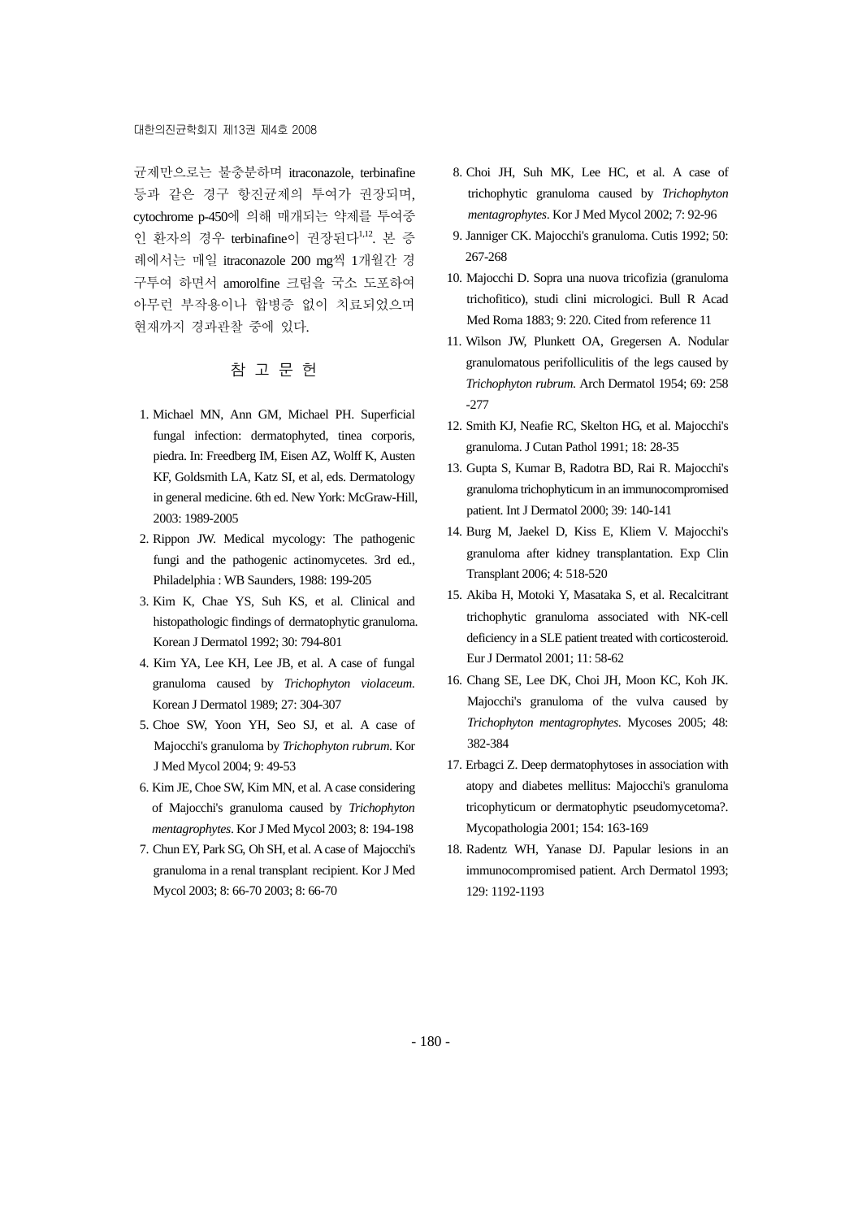균제만으로는 불충분하며 itraconazole, terbinafine 등과 같은 경구 항진균제의 투여가 권장되며, cytochrome p-450에 의해 매개되는 약제를 투여중인 환자의 경우 terbinafine이 권장된다[1,12]. 본 증례에서는 매일 itraconazole 200 mg씩 1개월간 경구투여 하면서 amorolfine 크림을 국소 도포하여 아무런 부작용이나 합병증 없이 치료되었으며 현재까지 경과관찰 중에 있다.

## 참 고 문 헌

1. Michael MN, Ann GM, Michael PH. Superficial fungal infection: dermatophyted, tinea corporis, piedra. In: Freedberg IM, Eisen AZ, Wolff K, Austen KF, Goldsmith LA, Katz SI, et al, eds. Dermatology in general medicine. 6th ed. New York: McGraw-Hill, 2003: 1989-2005
2. Rippon JW. Medical mycology: The pathogenic fungi and the pathogenic actinomycetes. 3rd ed., Philadelphia : WB Saunders, 1988: 199-205
3. Kim K, Chae YS, Suh KS, et al. Clinical and histopathologic findings of dermatophytic granuloma. Korean J Dermatol 1992; 30: 794-801
4. Kim YA, Lee KH, Lee JB, et al. A case of fungal granuloma caused by *Trichophyton violaceum*. Korean J Dermatol 1989; 27: 304-307
5. Choe SW, Yoon YH, Seo SJ, et al. A case of Majocchi's granuloma by *Trichophyton rubrum*. Kor J Med Mycol 2004; 9: 49-53
6. Kim JE, Choe SW, Kim MN, et al. A case considering of Majocchi's granuloma caused by *Trichophyton mentagrophytes*. Kor J Med Mycol 2003; 8: 194-198
7. Chun EY, Park SG, Oh SH, et al. A case of Majocchi's granuloma in a renal transplant recipient. Kor J Med Mycol 2003; 8: 66-70 2003; 8: 66-70
8. Choi JH, Suh MK, Lee HC, et al. A case of trichophytic granuloma caused by *Trichophyton mentagrophytes*. Kor J Med Mycol 2002; 7: 92-96
9. Janniger CK. Majocchi's granuloma. Cutis 1992; 50: 267-268
10. Majocchi D. Sopra una nuova tricofizia (granuloma trichofitico), studi clini micrologici. Bull R Acad Med Roma 1883; 9: 220. Cited from reference 11
11. Wilson JW, Plunkett OA, Gregersen A. Nodular granulomatous perifolliculitis of the legs caused by *Trichophyton rubrum*. Arch Dermatol 1954; 69: 258-277
12. Smith KJ, Neafie RC, Skelton HG, et al. Majocchi's granuloma. J Cutan Pathol 1991; 18: 28-35
13. Gupta S, Kumar B, Radotra BD, Rai R. Majocchi's granuloma trichophyticum in an immunocompromised patient. Int J Dermatol 2000; 39: 140-141
14. Burg M, Jaekel D, Kiss E, Kliem V. Majocchi's granuloma after kidney transplantation. Exp Clin Transplant 2006; 4: 518-520
15. Akiba H, Motoki Y, Masataka S, et al. Recalcitrant trichophytic granuloma associated with NK-cell deficiency in a SLE patient treated with corticosteroid. Eur J Dermatol 2001; 11: 58-62
16. Chang SE, Lee DK, Choi JH, Moon KC, Koh JK. Majocchi's granuloma of the vulva caused by *Trichophyton mentagrophytes*. Mycoses 2005; 48: 382-384
17. Erbagci Z. Deep dermatophytoses in association with atopy and diabetes mellitus: Majocchi's granuloma tricophyticum or dermatophytic pseudomycetoma?. Mycopathologia 2001; 154: 163-169
18. Radentz WH, Yanase DJ. Papular lesions in an immunocompromised patient. Arch Dermatol 1993; 129: 1192-1193